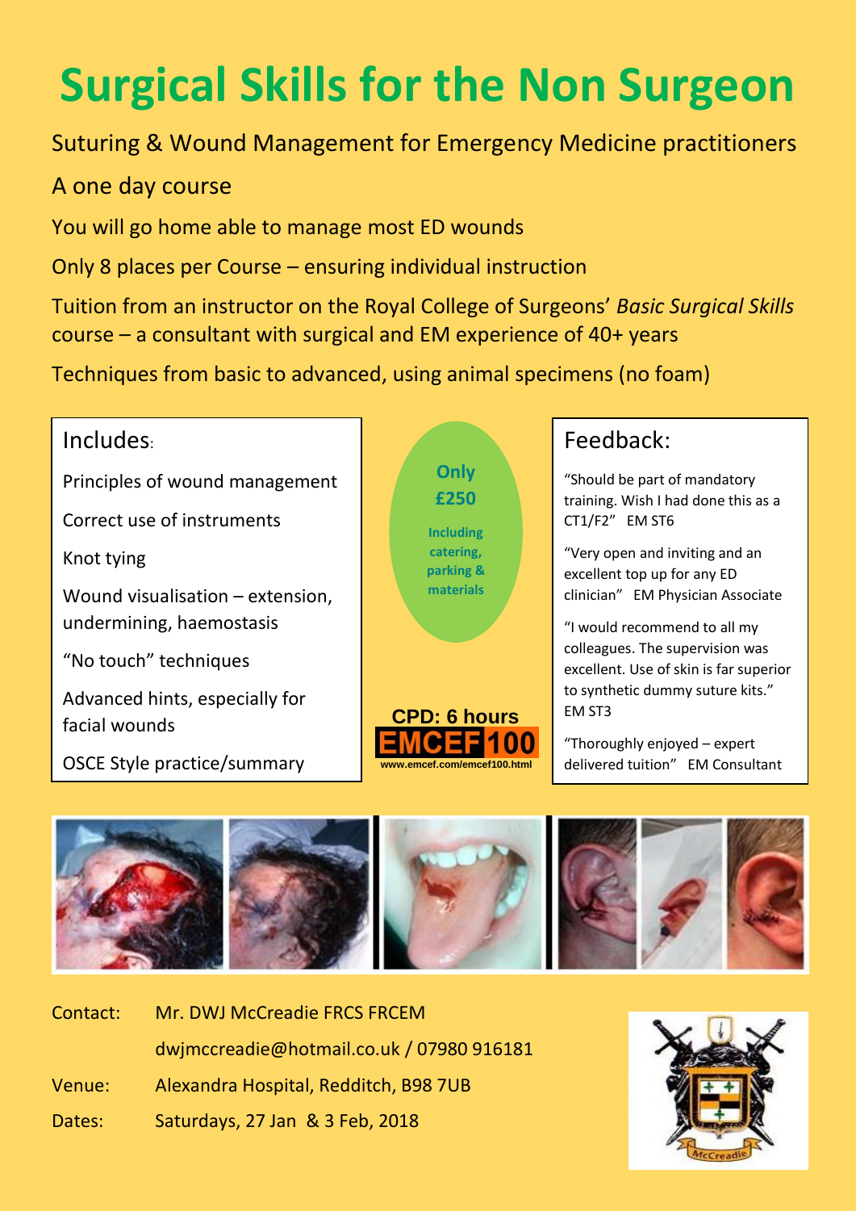# Surgical Skills for the Non Surgeon

Suturing & Wound Management for Emergency Medicine practitioners

A one day course

You will go home able to manage most ED wounds

Only 8 places per Course – ensuring individual instruction

Tuition from an instructor on the Royal College of Surgeons' *Basic Surgical Skills* course – a consultant with surgical and EM experience of 40+ years

Techniques from basic to advanced, using animal specimens (no foam)

## Includes:

- Principles of wound management
- Correct use of instruments
- Knot tying
- Wound visualisation – extension, undermining, haemostasis
- "No touch" techniques
- Advanced hints, especially for facial wounds
- OSCE Style practice/summary

**Only £250**

**Including catering, parking & materials**

**CPD: 6 hours**

**EMCEF 100**

www.emcef.com/emcef100.html

## Feedback:

"Should be part of mandatory training. Wish I had done this as a CT1/F2" EM ST6

"Very open and inviting and an excellent top up for any ED clinician" EM Physician Associate

"I would recommend to all my colleagues. The supervision was excellent. Use of skin is far superior to synthetic dummy suture kits." EM ST3

"Thoroughly enjoyed – expert delivered tuition" EM Consultant

Contact: Mr. DWJ McCreadie FRCS FRCEM

dwjmccreadie@hotmail.co.uk / 07980 916181

Venue: Alexandra Hospital, Redditch, B98 7UB

Dates: Saturdays, 27 Jan & 3 Feb, 2018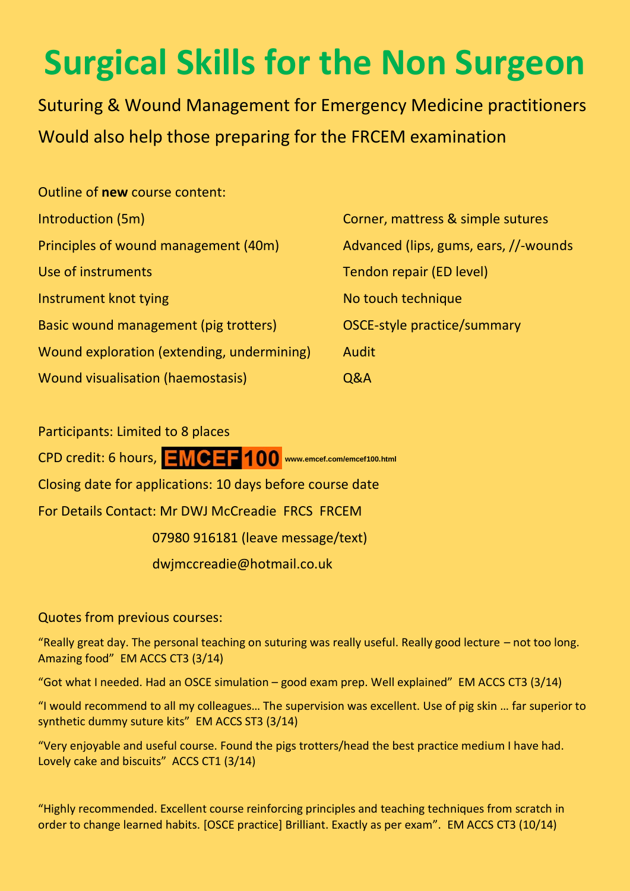# Surgical Skills for the Non Surgeon

Suturing & Wound Management for Emergency Medicine practitioners

Would also help those preparing for the FRCEM examination

Outline of **new** course content:

Introduction (5m)

Principles of wound management (40m)

Use of instruments

Instrument knot tying

Basic wound management (pig trotters)

Wound exploration (extending, undermining)

Wound visualisation (haemostasis)

Corner, mattress & simple sutures

Advanced (lips, gums, ears, //-wounds

Tendon repair (ED level)

No touch technique

OSCE-style practice/summary

Audit

Q&A

Participants: Limited to 8 places

CPD credit: 6 hours, EMCEF100 www.emcef.com/emcef100.html

Closing date for applications: 10 days before course date

For Details Contact: Mr DWJ McCreadie FRCS FRCEM

07980 916181 (leave message/text)

dwjmccreadie@hotmail.co.uk

Quotes from previous courses:

"Really great day. The personal teaching on suturing was really useful. Really good lecture – not too long. Amazing food" EM ACCS CT3 (3/14)

"Got what I needed. Had an OSCE simulation – good exam prep. Well explained" EM ACCS CT3 (3/14)

"I would recommend to all my colleagues… The supervision was excellent. Use of pig skin … far superior to synthetic dummy suture kits" EM ACCS ST3 (3/14)

"Very enjoyable and useful course. Found the pigs trotters/head the best practice medium I have had. Lovely cake and biscuits" ACCS CT1 (3/14)

"Highly recommended. Excellent course reinforcing principles and teaching techniques from scratch in order to change learned habits. [OSCE practice] Brilliant. Exactly as per exam". EM ACCS CT3 (10/14)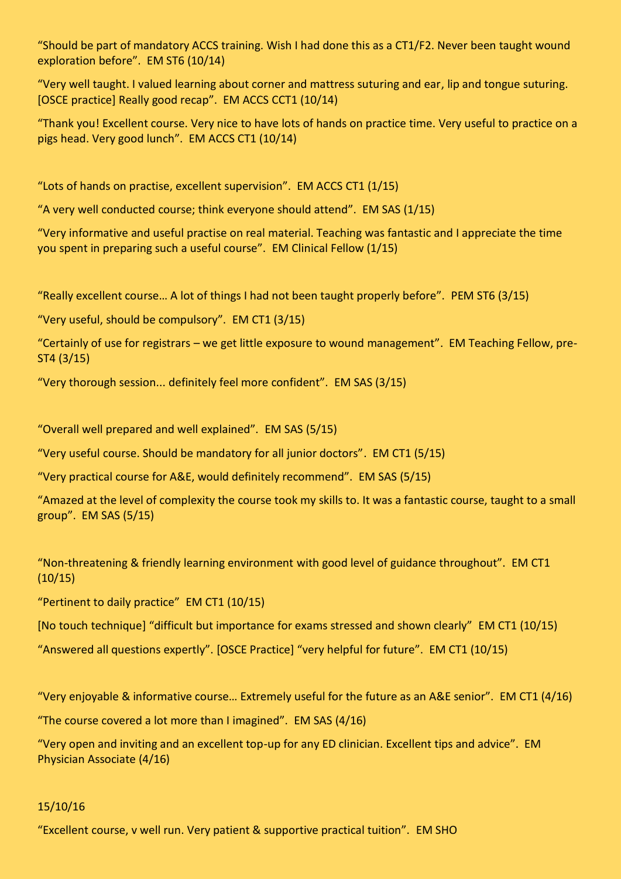“Should be part of mandatory ACCS training. Wish I had done this as a CT1/F2. Never been taught wound exploration before”. EM ST6 (10/14)

“Very well taught. I valued learning about corner and mattress suturing and ear, lip and tongue suturing. [OSCE practice] Really good recap”. EM ACCS CCT1 (10/14)

“Thank you! Excellent course. Very nice to have lots of hands on practice time. Very useful to practice on a pigs head. Very good lunch”. EM ACCS CT1 (10/14)

“Lots of hands on practise, excellent supervision”. EM ACCS CT1 (1/15)

“A very well conducted course; think everyone should attend”. EM SAS (1/15)

“Very informative and useful practise on real material. Teaching was fantastic and I appreciate the time you spent in preparing such a useful course”. EM Clinical Fellow (1/15)

“Really excellent course… A lot of things I had not been taught properly before”. PEM ST6 (3/15)

“Very useful, should be compulsory”. EM CT1 (3/15)

“Certainly of use for registrars – we get little exposure to wound management”. EM Teaching Fellow, pre-ST4 (3/15)

“Very thorough session... definitely feel more confident”. EM SAS (3/15)

“Overall well prepared and well explained”. EM SAS (5/15)

“Very useful course. Should be mandatory for all junior doctors”. EM CT1 (5/15)

“Very practical course for A&E, would definitely recommend”. EM SAS (5/15)

“Amazed at the level of complexity the course took my skills to. It was a fantastic course, taught to a small group”. EM SAS (5/15)

“Non-threatening & friendly learning environment with good level of guidance throughout”. EM CT1 (10/15)

“Pertinent to daily practice” EM CT1 (10/15)

[No touch technique] “difficult but importance for exams stressed and shown clearly” EM CT1 (10/15)

“Answered all questions expertly”. [OSCE Practice] “very helpful for future”. EM CT1 (10/15)

“Very enjoyable & informative course… Extremely useful for the future as an A&E senior”. EM CT1 (4/16)

“The course covered a lot more than I imagined”. EM SAS (4/16)

“Very open and inviting and an excellent top-up for any ED clinician. Excellent tips and advice”. EM Physician Associate (4/16)

15/10/16

“Excellent course, v well run. Very patient & supportive practical tuition”. EM SHO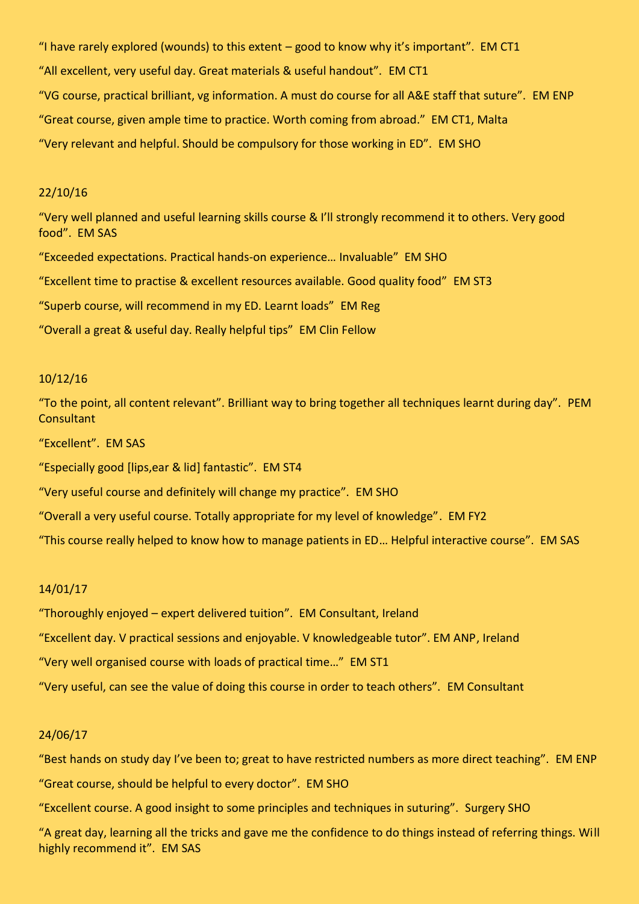"I have rarely explored (wounds) to this extent – good to know why it's important". EM CT1

"All excellent, very useful day. Great materials & useful handout". EM CT1

"VG course, practical brilliant, vg information. A must do course for all A&E staff that suture". EM ENP

"Great course, given ample time to practice. Worth coming from abroad." EM CT1, Malta

"Very relevant and helpful. Should be compulsory for those working in ED". EM SHO

22/10/16

"Very well planned and useful learning skills course & I'll strongly recommend it to others. Very good food". EM SAS

"Exceeded expectations. Practical hands-on experience… Invaluable" EM SHO

"Excellent time to practise & excellent resources available. Good quality food" EM ST3

"Superb course, will recommend in my ED. Learnt loads" EM Reg

"Overall a great & useful day. Really helpful tips" EM Clin Fellow

10/12/16

"To the point, all content relevant". Brilliant way to bring together all techniques learnt during day". PEM Consultant

"Excellent". EM SAS

"Especially good [lips,ear & lid] fantastic". EM ST4

"Very useful course and definitely will change my practice". EM SHO

"Overall a very useful course. Totally appropriate for my level of knowledge". EM FY2

"This course really helped to know how to manage patients in ED… Helpful interactive course". EM SAS

14/01/17

"Thoroughly enjoyed – expert delivered tuition". EM Consultant, Ireland

"Excellent day. V practical sessions and enjoyable. V knowledgeable tutor". EM ANP, Ireland

"Very well organised course with loads of practical time…" EM ST1

"Very useful, can see the value of doing this course in order to teach others". EM Consultant

24/06/17

"Best hands on study day I've been to; great to have restricted numbers as more direct teaching". EM ENP

"Great course, should be helpful to every doctor". EM SHO

"Excellent course. A good insight to some principles and techniques in suturing". Surgery SHO

"A great day, learning all the tricks and gave me the confidence to do things instead of referring things. Will highly recommend it". EM SAS